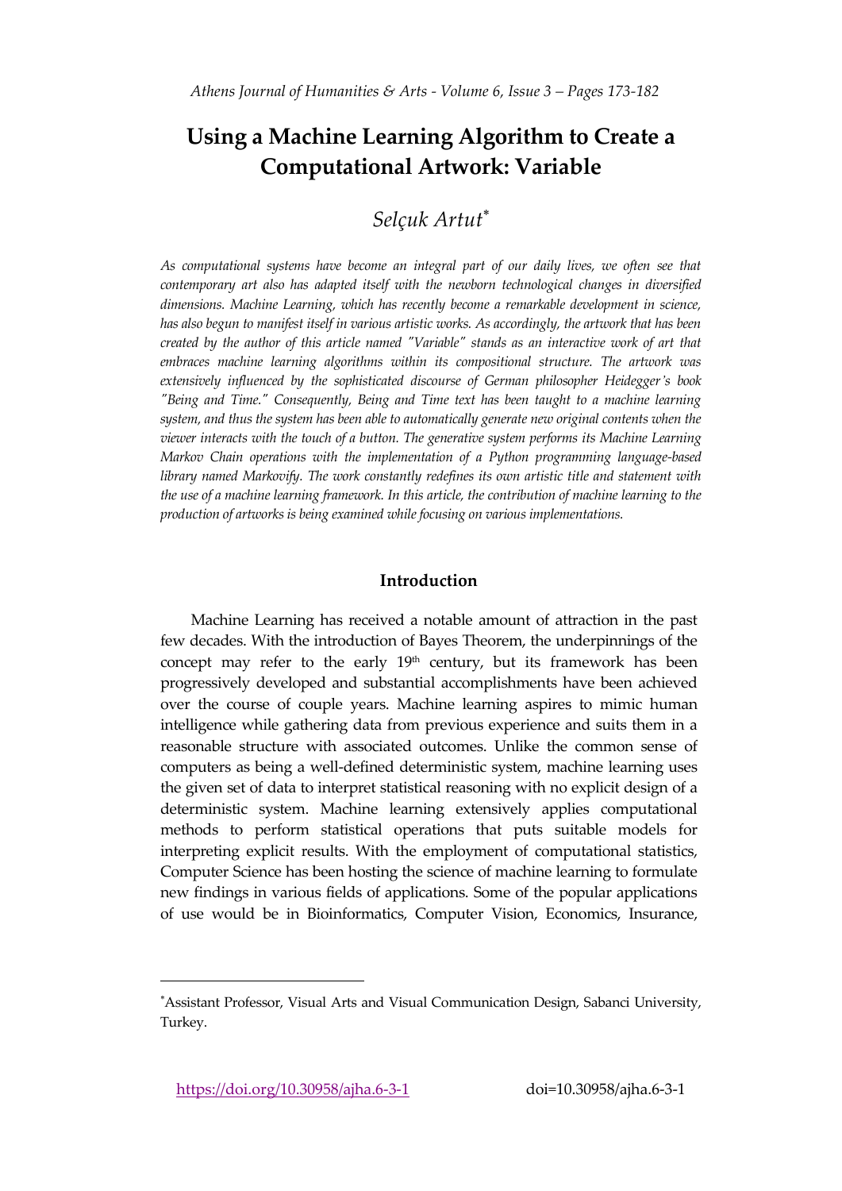# Using a Machine Learning Algorithm to Create a Computational Artwork: Variable

## *Selçuk Artut*[*]

*As computational systems have become an integral part of our daily lives, we often see that contemporary art also has adapted itself with the newborn technological changes in diversified dimensions. Machine Learning, which has recently become a remarkable development in science, has also begun to manifest itself in various artistic works. As accordingly, the artwork that has been created by the author of this article named "Variable" stands as an interactive work of art that embraces machine learning algorithms within its compositional structure. The artwork was extensively influenced by the sophisticated discourse of German philosopher Heidegger's book "Being and Time." Consequently, Being and Time text has been taught to a machine learning system, and thus the system has been able to automatically generate new original contents when the viewer interacts with the touch of a button. The generative system performs its Machine Learning Markov Chain operations with the implementation of a Python programming language-based library named Markovify. The work constantly redefines its own artistic title and statement with the use of a machine learning framework. In this article, the contribution of machine learning to the production of artworks is being examined while focusing on various implementations.*

## Introduction

Machine Learning has received a notable amount of attraction in the past few decades. With the introduction of Bayes Theorem, the underpinnings of the concept may refer to the early 19th century, but its framework has been progressively developed and substantial accomplishments have been achieved over the course of couple years. Machine learning aspires to mimic human intelligence while gathering data from previous experience and suits them in a reasonable structure with associated outcomes. Unlike the common sense of computers as being a well-defined deterministic system, machine learning uses the given set of data to interpret statistical reasoning with no explicit design of a deterministic system. Machine learning extensively applies computational methods to perform statistical operations that puts suitable models for interpreting explicit results. With the employment of computational statistics, Computer Science has been hosting the science of machine learning to formulate new findings in various fields of applications. Some of the popular applications of use would be in Bioinformatics, Computer Vision, Economics, Insurance,

---

[*]Assistant Professor, Visual Arts and Visual Communication Design, Sabanci University, Turkey.

https://doi.org/10.30958/ajha.6-3-1 doi=10.30958/ajha.6-3-1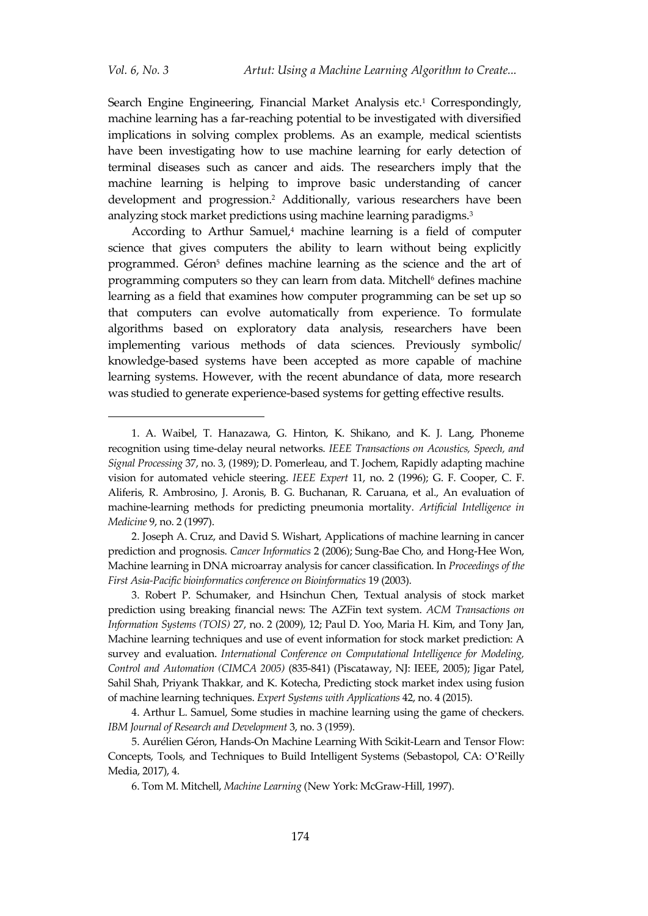Search Engine Engineering, Financial Market Analysis etc.[1] Correspondingly, machine learning has a far-reaching potential to be investigated with diversified implications in solving complex problems. As an example, medical scientists have been investigating how to use machine learning for early detection of terminal diseases such as cancer and aids. The researchers imply that the machine learning is helping to improve basic understanding of cancer development and progression.[2] Additionally, various researchers have been analyzing stock market predictions using machine learning paradigms.[3]

According to Arthur Samuel,[4] machine learning is a field of computer science that gives computers the ability to learn without being explicitly programmed. Géron[5] defines machine learning as the science and the art of programming computers so they can learn from data. Mitchell[6] defines machine learning as a field that examines how computer programming can be set up so that computers can evolve automatically from experience. To formulate algorithms based on exploratory data analysis, researchers have been implementing various methods of data sciences. Previously symbolic/ knowledge-based systems have been accepted as more capable of machine learning systems. However, with the recent abundance of data, more research was studied to generate experience-based systems for getting effective results.

---

1. A. Waibel, T. Hanazawa, G. Hinton, K. Shikano, and K. J. Lang, Phoneme recognition using time-delay neural networks. *IEEE Transactions on Acoustics, Speech, and Signal Processing* 37, no. 3, (1989); D. Pomerleau, and T. Jochem, Rapidly adapting machine vision for automated vehicle steering. *IEEE Expert* 11, no. 2 (1996); G. F. Cooper, C. F. Aliferis, R. Ambrosino, J. Aronis, B. G. Buchanan, R. Caruana, et al., An evaluation of machine-learning methods for predicting pneumonia mortality. *Artificial Intelligence in Medicine* 9, no. 2 (1997).

2. Joseph A. Cruz, and David S. Wishart, Applications of machine learning in cancer prediction and prognosis. *Cancer Informatics* 2 (2006); Sung-Bae Cho, and Hong-Hee Won, Machine learning in DNA microarray analysis for cancer classification. In *Proceedings of the First Asia-Pacific bioinformatics conference on Bioinformatics* 19 (2003).

3. Robert P. Schumaker, and Hsinchun Chen, Textual analysis of stock market prediction using breaking financial news: The AZFin text system. *ACM Transactions on Information Systems (TOIS)* 27, no. 2 (2009), 12; Paul D. Yoo, Maria H. Kim, and Tony Jan, Machine learning techniques and use of event information for stock market prediction: A survey and evaluation. *International Conference on Computational Intelligence for Modeling, Control and Automation (CIMCA 2005)* (835-841) (Piscataway, NJ: IEEE, 2005); Jigar Patel, Sahil Shah, Priyank Thakkar, and K. Kotecha, Predicting stock market index using fusion of machine learning techniques. *Expert Systems with Applications* 42, no. 4 (2015).

4. Arthur L. Samuel, Some studies in machine learning using the game of checkers. *IBM Journal of Research and Development* 3, no. 3 (1959).

5. Aurélien Géron, Hands-On Machine Learning With Scikit-Learn and Tensor Flow: Concepts, Tools, and Techniques to Build Intelligent Systems (Sebastopol, CA: O'Reilly Media, 2017), 4.

6. Tom M. Mitchell, *Machine Learning* (New York: McGraw-Hill, 1997).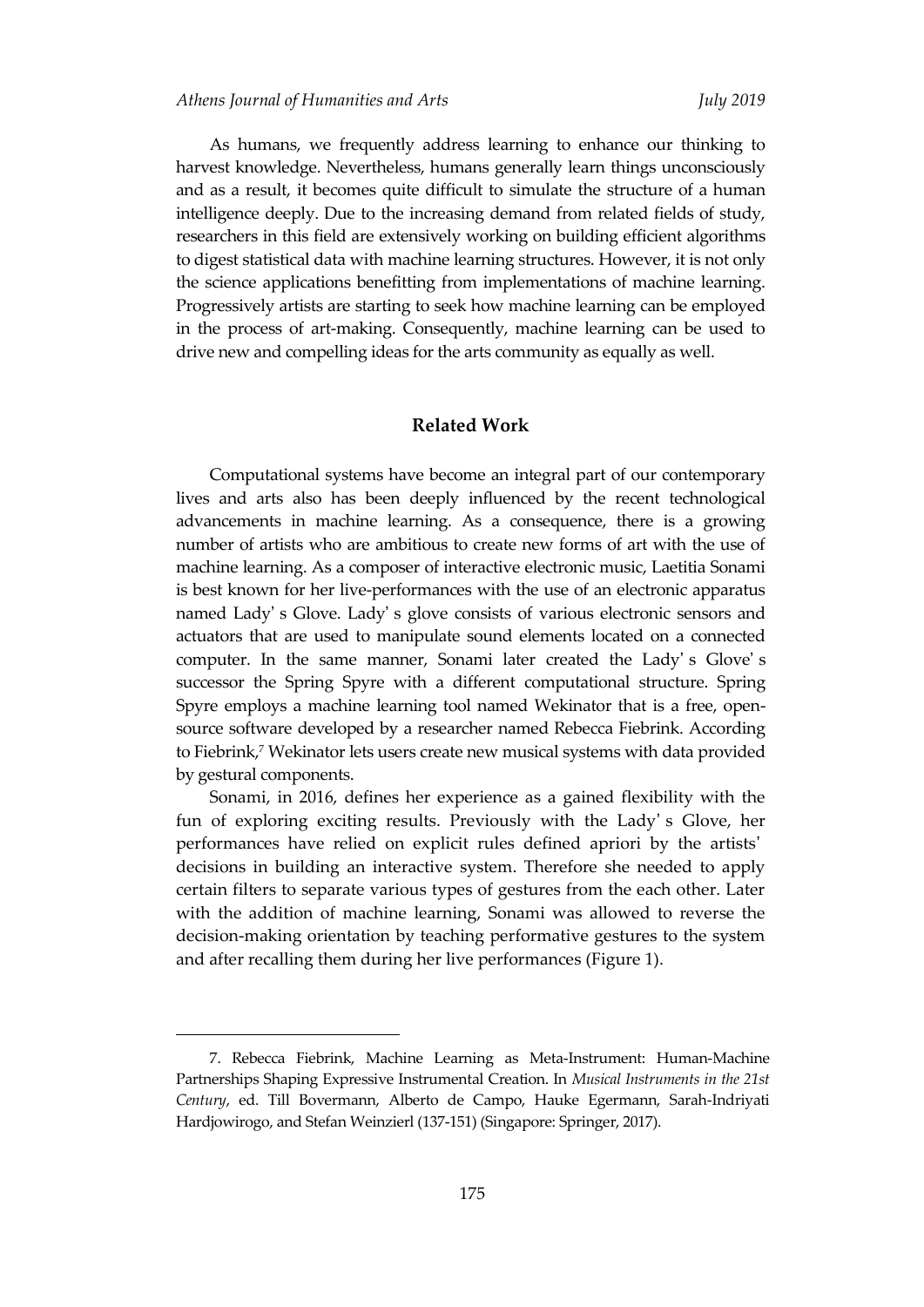As humans, we frequently address learning to enhance our thinking to harvest knowledge. Nevertheless, humans generally learn things unconsciously and as a result, it becomes quite difficult to simulate the structure of a human intelligence deeply. Due to the increasing demand from related fields of study, researchers in this field are extensively working on building efficient algorithms to digest statistical data with machine learning structures. However, it is not only the science applications benefitting from implementations of machine learning. Progressively artists are starting to seek how machine learning can be employed in the process of art-making. Consequently, machine learning can be used to drive new and compelling ideas for the arts community as equally as well.

## Related Work

Computational systems have become an integral part of our contemporary lives and arts also has been deeply influenced by the recent technological advancements in machine learning. As a consequence, there is a growing number of artists who are ambitious to create new forms of art with the use of machine learning. As a composer of interactive electronic music, Laetitia Sonami is best known for her live-performances with the use of an electronic apparatus named Lady' s Glove. Lady' s glove consists of various electronic sensors and actuators that are used to manipulate sound elements located on a connected computer. In the same manner, Sonami later created the Lady' s Glove' s successor the Spring Spyre with a different computational structure. Spring Spyre employs a machine learning tool named Wekinator that is a free, open-source software developed by a researcher named Rebecca Fiebrink. According to Fiebrink,[7] Wekinator lets users create new musical systems with data provided by gestural components.

Sonami, in 2016, defines her experience as a gained flexibility with the fun of exploring exciting results. Previously with the Lady' s Glove, her performances have relied on explicit rules defined apriori by the artists' decisions in building an interactive system. Therefore she needed to apply certain filters to separate various types of gestures from the each other. Later with the addition of machine learning, Sonami was allowed to reverse the decision-making orientation by teaching performative gestures to the system and after recalling them during her live performances (Figure 1).

---

7. Rebecca Fiebrink, Machine Learning as Meta-Instrument: Human-Machine Partnerships Shaping Expressive Instrumental Creation. In *Musical Instruments in the 21st Century*, ed. Till Bovermann, Alberto de Campo, Hauke Egermann, Sarah-Indriyati Hardjowirogo, and Stefan Weinzierl (137-151) (Singapore: Springer, 2017).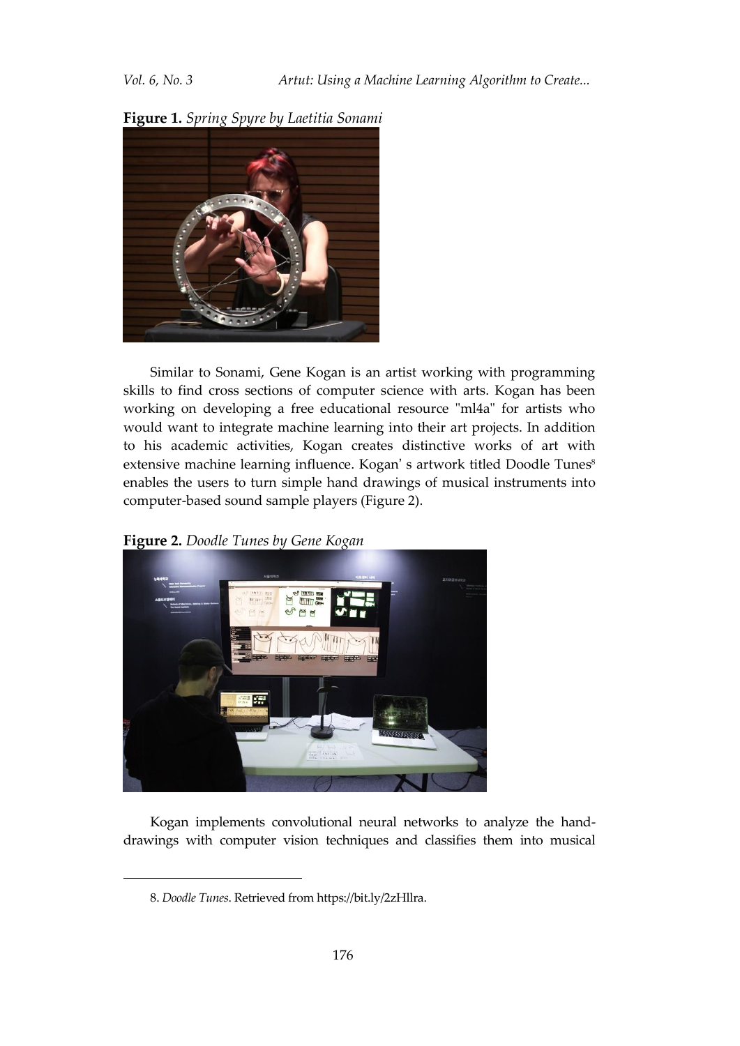**Figure 1.** *Spring Spyre by Laetitia Sonami*

Similar to Sonami, Gene Kogan is an artist working with programming skills to find cross sections of computer science with arts. Kogan has been working on developing a free educational resource "ml4a" for artists who would want to integrate machine learning into their art projects. In addition to his academic activities, Kogan creates distinctive works of art with extensive machine learning influence. Kogan' s artwork titled Doodle Tunes[8] enables the users to turn simple hand drawings of musical instruments into computer-based sound sample players (Figure 2).

**Figure 2.** *Doodle Tunes by Gene Kogan*

Kogan implements convolutional neural networks to analyze the hand-drawings with computer vision techniques and classifies them into musical

8. *Doodle Tunes*. Retrieved from https://bit.ly/2zHllra.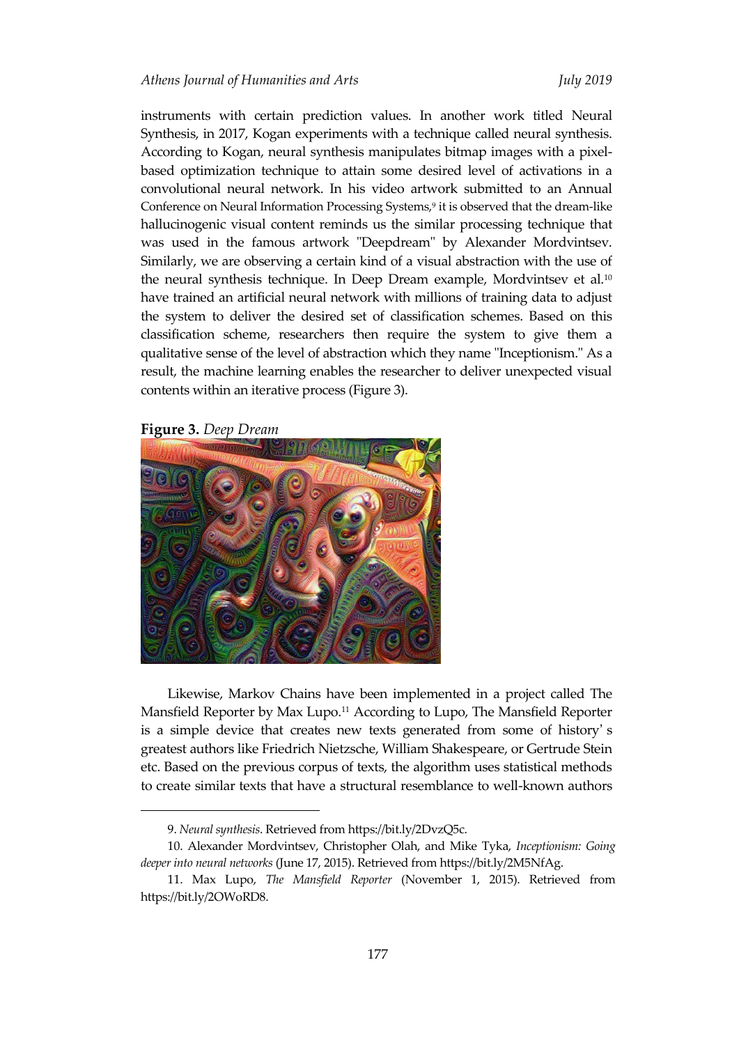instruments with certain prediction values. In another work titled Neural Synthesis, in 2017, Kogan experiments with a technique called neural synthesis. According to Kogan, neural synthesis manipulates bitmap images with a pixel-based optimization technique to attain some desired level of activations in a convolutional neural network. In his video artwork submitted to an Annual Conference on Neural Information Processing Systems,[9] it is observed that the dream-like hallucinogenic visual content reminds us the similar processing technique that was used in the famous artwork "Deepdream" by Alexander Mordvintsev. Similarly, we are observing a certain kind of a visual abstraction with the use of the neural synthesis technique. In Deep Dream example, Mordvintsev et al.[10] have trained an artificial neural network with millions of training data to adjust the system to deliver the desired set of classification schemes. Based on this classification scheme, researchers then require the system to give them a qualitative sense of the level of abstraction which they name "Inceptionism." As a result, the machine learning enables the researcher to deliver unexpected visual contents within an iterative process (Figure 3).

**Figure 3.** *Deep Dream*

Likewise, Markov Chains have been implemented in a project called The Mansfield Reporter by Max Lupo.[11] According to Lupo, The Mansfield Reporter is a simple device that creates new texts generated from some of history's greatest authors like Friedrich Nietzsche, William Shakespeare, or Gertrude Stein etc. Based on the previous corpus of texts, the algorithm uses statistical methods to create similar texts that have a structural resemblance to well-known authors

---

9. *Neural synthesis*. Retrieved from https://bit.ly/2DvzQ5c.

10. Alexander Mordvintsev, Christopher Olah, and Mike Tyka, *Inceptionism: Going deeper into neural networks* (June 17, 2015). Retrieved from https://bit.ly/2M5NfAg.

11. Max Lupo, *The Mansfield Reporter* (November 1, 2015). Retrieved from https://bit.ly/2OWoRD8.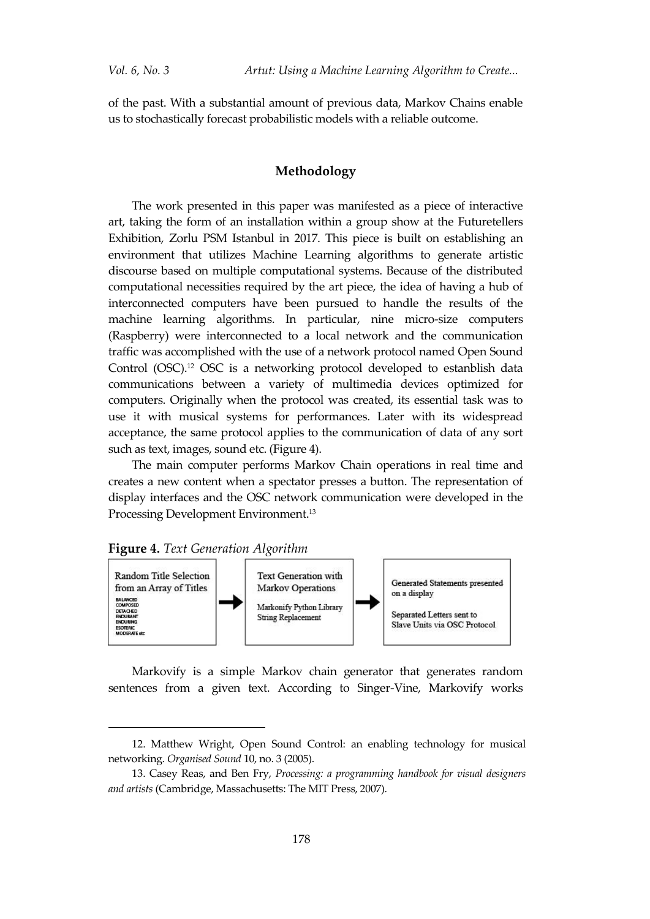of the past. With a substantial amount of previous data, Markov Chains enable us to stochastically forecast probabilistic models with a reliable outcome.

## Methodology

The work presented in this paper was manifested as a piece of interactive art, taking the form of an installation within a group show at the Futuretellers Exhibition, Zorlu PSM Istanbul in 2017. This piece is built on establishing an environment that utilizes Machine Learning algorithms to generate artistic discourse based on multiple computational systems. Because of the distributed computational necessities required by the art piece, the idea of having a hub of interconnected computers have been pursued to handle the results of the machine learning algorithms. In particular, nine micro-size computers (Raspberry) were interconnected to a local network and the communication traffic was accomplished with the use of a network protocol named Open Sound Control (OSC).[12] OSC is a networking protocol developed to estanblish data communications between a variety of multimedia devices optimized for computers. Originally when the protocol was created, its essential task was to use it with musical systems for performances. Later with its widespread acceptance, the same protocol applies to the communication of data of any sort such as text, images, sound etc. (Figure 4).

The main computer performs Markov Chain operations in real time and creates a new content when a spectator presses a button. The representation of display interfaces and the OSC network communication were developed in the Processing Development Environment.[13]

**Figure 4.** *Text Generation Algorithm*

| Random Title Selection from an Array of Titles | → | Text Generation with Markov Operations | → | Generated Statements presented on a display |
|---|---|---|---|---|
| BALANCED<br>COMPOSED<br>DETACHED<br>ENDURANT<br>ENDURING<br>ESOTERIC<br>MODERATE etc | | Markonify Python Library<br>String Replacement | | Separated Letters sent to Slave Units via OSC Protocol |

Markovify is a simple Markov chain generator that generates random sentences from a given text. According to Singer-Vine, Markovify works

---

12. Matthew Wright, Open Sound Control: an enabling technology for musical networking. *Organised Sound* 10, no. 3 (2005).

13. Casey Reas, and Ben Fry, *Processing: a programming handbook for visual designers and artists* (Cambridge, Massachusetts: The MIT Press, 2007).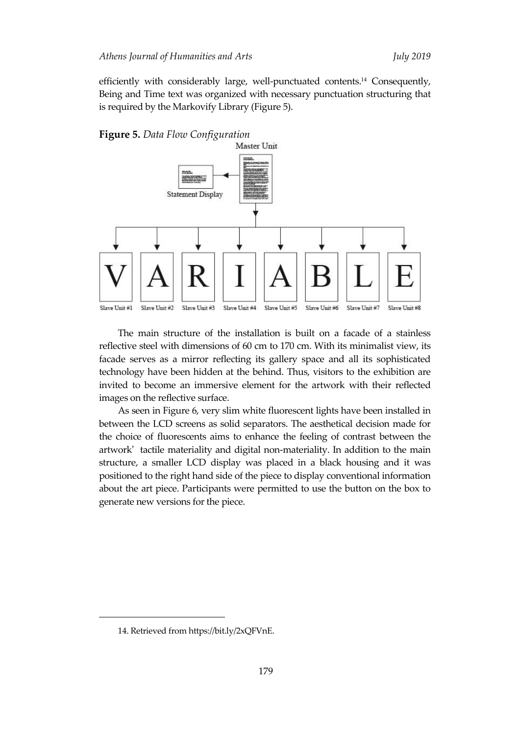efficiently with considerably large, well-punctuated contents.[14] Consequently, Being and Time text was organized with necessary punctuation structuring that is required by the Markovify Library (Figure 5).

**Figure 5.** *Data Flow Configuration*

The main structure of the installation is built on a facade of a stainless reflective steel with dimensions of 60 cm to 170 cm. With its minimalist view, its facade serves as a mirror reflecting its gallery space and all its sophisticated technology have been hidden at the behind. Thus, visitors to the exhibition are invited to become an immersive element for the artwork with their reflected images on the reflective surface.

As seen in Figure 6, very slim white fluorescent lights have been installed in between the LCD screens as solid separators. The aesthetical decision made for the choice of fluorescents aims to enhance the feeling of contrast between the artwork' tactile materiality and digital non-materiality. In addition to the main structure, a smaller LCD display was placed in a black housing and it was positioned to the right hand side of the piece to display conventional information about the art piece. Participants were permitted to use the button on the box to generate new versions for the piece.

---

14. Retrieved from https://bit.ly/2xQFVnE.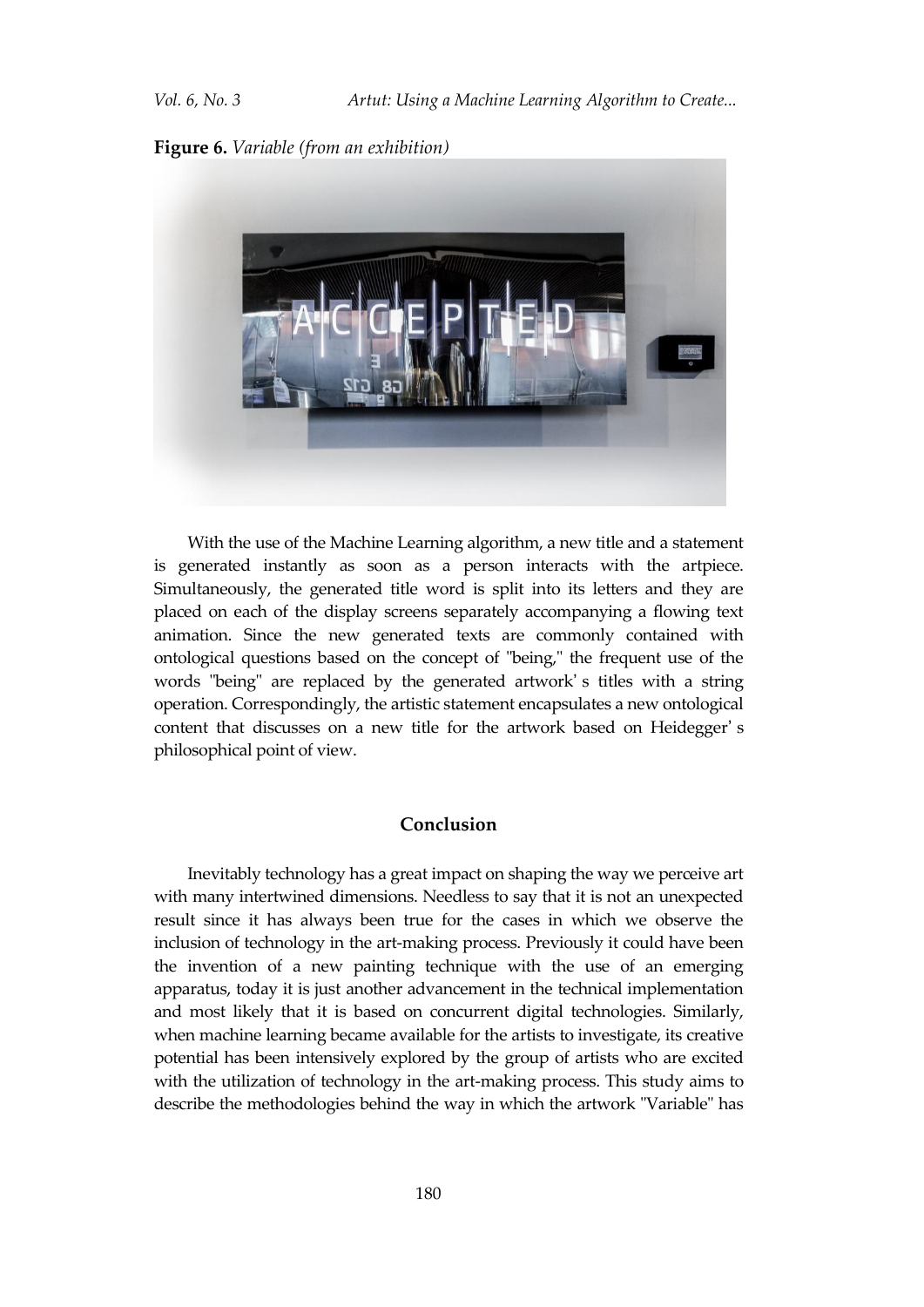**Figure 6.** *Variable (from an exhibition)*

With the use of the Machine Learning algorithm, a new title and a statement is generated instantly as soon as a person interacts with the artpiece. Simultaneously, the generated title word is split into its letters and they are placed on each of the display screens separately accompanying a flowing text animation. Since the new generated texts are commonly contained with ontological questions based on the concept of "being," the frequent use of the words "being" are replaced by the generated artwork' s titles with a string operation. Correspondingly, the artistic statement encapsulates a new ontological content that discusses on a new title for the artwork based on Heidegger' s philosophical point of view.

## Conclusion

Inevitably technology has a great impact on shaping the way we perceive art with many intertwined dimensions. Needless to say that it is not an unexpected result since it has always been true for the cases in which we observe the inclusion of technology in the art-making process. Previously it could have been the invention of a new painting technique with the use of an emerging apparatus, today it is just another advancement in the technical implementation and most likely that it is based on concurrent digital technologies. Similarly, when machine learning became available for the artists to investigate, its creative potential has been intensively explored by the group of artists who are excited with the utilization of technology in the art-making process. This study aims to describe the methodologies behind the way in which the artwork "Variable" has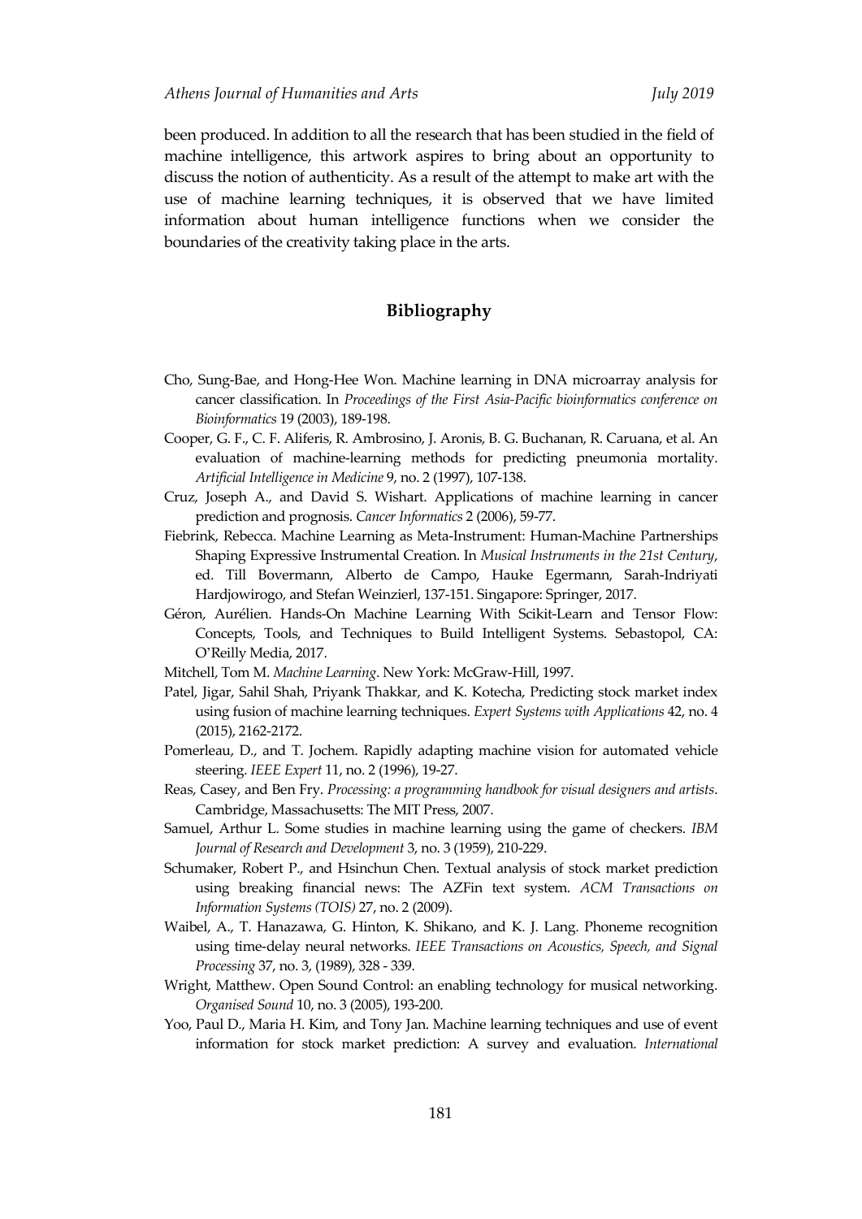been produced. In addition to all the research that has been studied in the field of machine intelligence, this artwork aspires to bring about an opportunity to discuss the notion of authenticity. As a result of the attempt to make art with the use of machine learning techniques, it is observed that we have limited information about human intelligence functions when we consider the boundaries of the creativity taking place in the arts.

## Bibliography

Cho, Sung-Bae, and Hong-Hee Won. Machine learning in DNA microarray analysis for cancer classification. In *Proceedings of the First Asia-Pacific bioinformatics conference on Bioinformatics* 19 (2003), 189-198.

Cooper, G. F., C. F. Aliferis, R. Ambrosino, J. Aronis, B. G. Buchanan, R. Caruana, et al. An evaluation of machine-learning methods for predicting pneumonia mortality. *Artificial Intelligence in Medicine* 9, no. 2 (1997), 107-138.

Cruz, Joseph A., and David S. Wishart. Applications of machine learning in cancer prediction and prognosis. *Cancer Informatics* 2 (2006), 59-77.

Fiebrink, Rebecca. Machine Learning as Meta-Instrument: Human-Machine Partnerships Shaping Expressive Instrumental Creation. In *Musical Instruments in the 21st Century*, ed. Till Bovermann, Alberto de Campo, Hauke Egermann, Sarah-Indriyati Hardjowirogo, and Stefan Weinzierl, 137-151. Singapore: Springer, 2017.

Géron, Aurélien. Hands-On Machine Learning With Scikit-Learn and Tensor Flow: Concepts, Tools, and Techniques to Build Intelligent Systems. Sebastopol, CA: O'Reilly Media, 2017.

Mitchell, Tom M. *Machine Learning*. New York: McGraw-Hill, 1997.

Patel, Jigar, Sahil Shah, Priyank Thakkar, and K. Kotecha, Predicting stock market index using fusion of machine learning techniques. *Expert Systems with Applications* 42, no. 4 (2015), 2162-2172.

Pomerleau, D., and T. Jochem. Rapidly adapting machine vision for automated vehicle steering. *IEEE Expert* 11, no. 2 (1996), 19-27.

Reas, Casey, and Ben Fry. *Processing: a programming handbook for visual designers and artists*. Cambridge, Massachusetts: The MIT Press, 2007.

Samuel, Arthur L. Some studies in machine learning using the game of checkers. *IBM Journal of Research and Development* 3, no. 3 (1959), 210-229.

Schumaker, Robert P., and Hsinchun Chen. Textual analysis of stock market prediction using breaking financial news: The AZFin text system. *ACM Transactions on Information Systems (TOIS)* 27, no. 2 (2009).

Waibel, A., T. Hanazawa, G. Hinton, K. Shikano, and K. J. Lang. Phoneme recognition using time-delay neural networks. *IEEE Transactions on Acoustics, Speech, and Signal Processing* 37, no. 3, (1989), 328 - 339.

Wright, Matthew. Open Sound Control: an enabling technology for musical networking. *Organised Sound* 10, no. 3 (2005), 193-200.

Yoo, Paul D., Maria H. Kim, and Tony Jan. Machine learning techniques and use of event information for stock market prediction: A survey and evaluation. *International*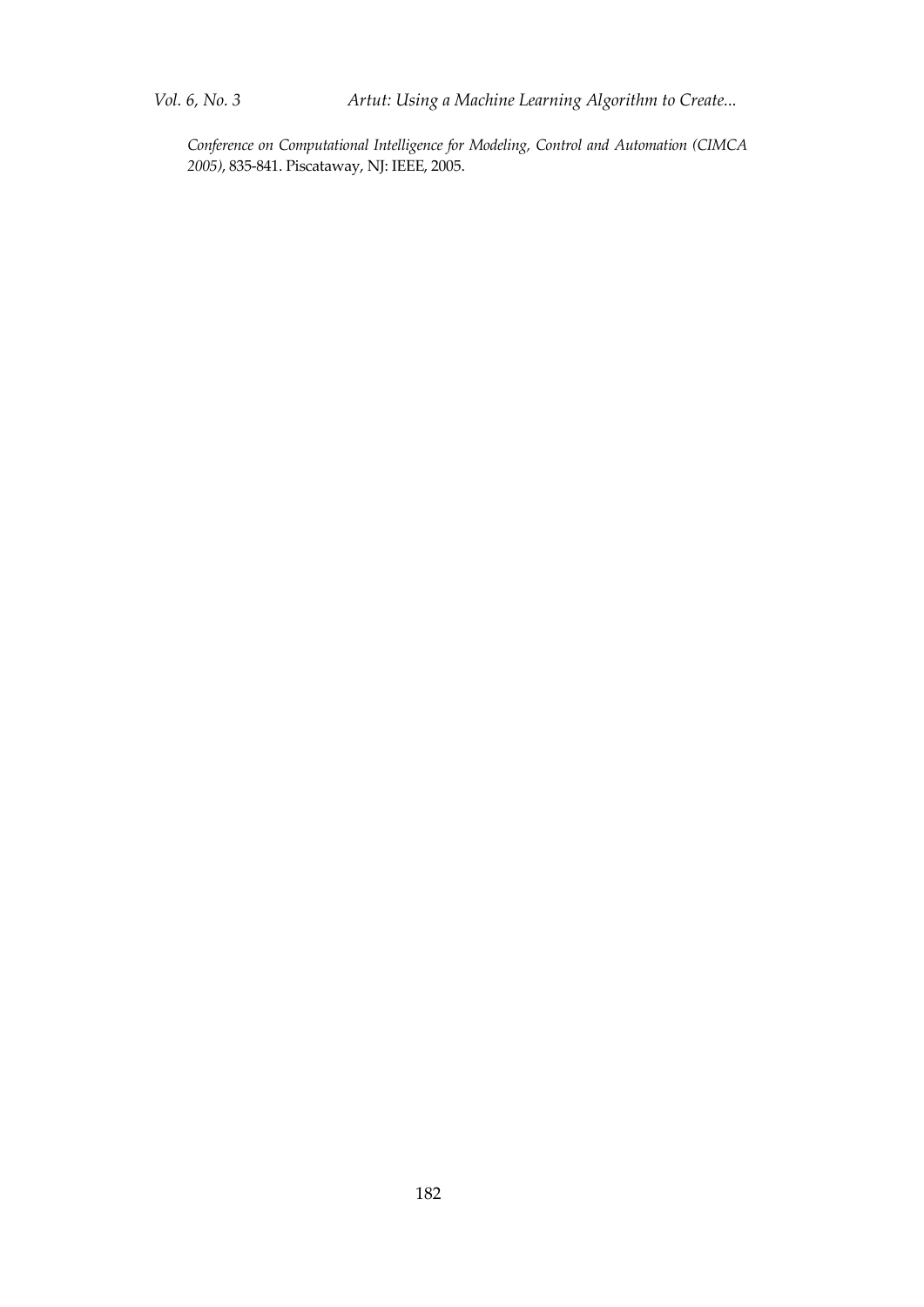*Conference on Computational Intelligence for Modeling, Control and Automation (CIMCA 2005)*, 835-841. Piscataway, NJ: IEEE, 2005.